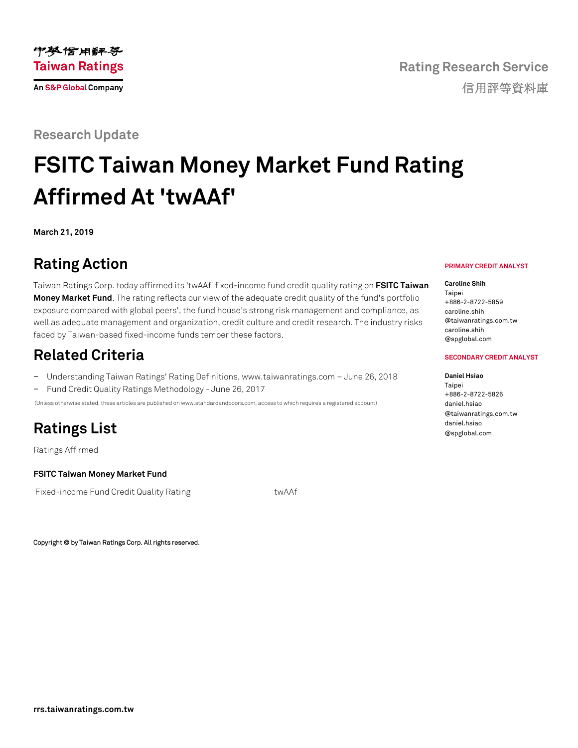中華信用評等
Taiwan Ratings
An S&P Global Company

Rating Research Service
信用評等資料庫

Research Update

# FSITC Taiwan Money Market Fund Rating Affirmed At 'twAAf'

**March 21, 2019**

## Rating Action

Taiwan Ratings Corp. today affirmed its 'twAAf' fixed-income fund credit quality rating on **FSITC Taiwan Money Market Fund**. The rating reflects our view of the adequate credit quality of the fund's portfolio exposure compared with global peers', the fund house's strong risk management and compliance, as well as adequate management and organization, credit culture and credit research. The industry risks faced by Taiwan-based fixed-income funds temper these factors.

## Related Criteria

- Understanding Taiwan Ratings' Rating Definitions, www.taiwanratings.com – June 26, 2018
- Fund Credit Quality Ratings Methodology - June 26, 2017

(Unless otherwise stated, these articles are published on www.standardandpoors.com, access to which requires a registered account)

## Ratings List

Ratings Affirmed

**FSITC Taiwan Money Market Fund**

| | |
|---|---|
| Fixed-income Fund Credit Quality Rating | twAAf |

**PRIMARY CREDIT ANALYST**

**Caroline Shih**
Taipei
+886-2-8722-5859
caroline.shih@taiwanratings.com.tw
caroline.shih@spglobal.com

**SECONDARY CREDIT ANALYST**

**Daniel Hsiao**
Taipei
+886-2-8722-5826
daniel.hsiao@taiwanratings.com.tw
daniel.hsiao@spglobal.com

Copyright © by Taiwan Ratings Corp. All rights reserved.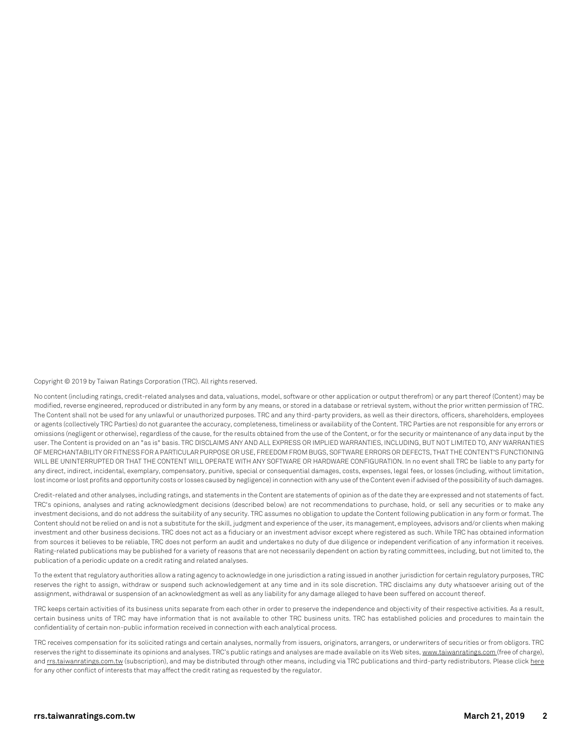Copyright © 2019 by Taiwan Ratings Corporation (TRC). All rights reserved.

No content (including ratings, credit-related analyses and data, valuations, model, software or other application or output therefrom) or any part thereof (Content) may be modified, reverse engineered, reproduced or distributed in any form by any means, or stored in a database or retrieval system, without the prior written permission of TRC. The Content shall not be used for any unlawful or unauthorized purposes. TRC and any third-party providers, as well as their directors, officers, shareholders, employees or agents (collectively TRC Parties) do not guarantee the accuracy, completeness, timeliness or availability of the Content. TRC Parties are not responsible for any errors or omissions (negligent or otherwise), regardless of the cause, for the results obtained from the use of the Content, or for the security or maintenance of any data input by the user. The Content is provided on an "as is" basis. TRC DISCLAIMS ANY AND ALL EXPRESS OR IMPLIED WARRANTIES, INCLUDING, BUT NOT LIMITED TO, ANY WARRANTIES OF MERCHANTABILITY OR FITNESS FOR A PARTICULAR PURPOSE OR USE, FREEDOM FROM BUGS, SOFTWARE ERRORS OR DEFECTS, THAT THE CONTENT'S FUNCTIONING WILL BE UNINTERRUPTED OR THAT THE CONTENT WILL OPERATE WITH ANY SOFTWARE OR HARDWARE CONFIGURATION. In no event shall TRC be liable to any party for any direct, indirect, incidental, exemplary, compensatory, punitive, special or consequential damages, costs, expenses, legal fees, or losses (including, without limitation, lost income or lost profits and opportunity costs or losses caused by negligence) in connection with any use of the Content even if advised of the possibility of such damages.

Credit-related and other analyses, including ratings, and statements in the Content are statements of opinion as of the date they are expressed and not statements of fact. TRC's opinions, analyses and rating acknowledgment decisions (described below) are not recommendations to purchase, hold, or sell any securities or to make any investment decisions, and do not address the suitability of any security. TRC assumes no obligation to update the Content following publication in any form or format. The Content should not be relied on and is not a substitute for the skill, judgment and experience of the user, its management, employees, advisors and/or clients when making investment and other business decisions. TRC does not act as a fiduciary or an investment advisor except where registered as such. While TRC has obtained information from sources it believes to be reliable, TRC does not perform an audit and undertakes no duty of due diligence or independent verification of any information it receives. Rating-related publications may be published for a variety of reasons that are not necessarily dependent on action by rating committees, including, but not limited to, the publication of a periodic update on a credit rating and related analyses.

To the extent that regulatory authorities allow a rating agency to acknowledge in one jurisdiction a rating issued in another jurisdiction for certain regulatory purposes, TRC reserves the right to assign, withdraw or suspend such acknowledgement at any time and in its sole discretion. TRC disclaims any duty whatsoever arising out of the assignment, withdrawal or suspension of an acknowledgment as well as any liability for any damage alleged to have been suffered on account thereof.

TRC keeps certain activities of its business units separate from each other in order to preserve the independence and objectivity of their respective activities. As a result, certain business units of TRC may have information that is not available to other TRC business units. TRC has established policies and procedures to maintain the confidentiality of certain non-public information received in connection with each analytical process.

TRC receives compensation for its solicited ratings and certain analyses, normally from issuers, originators, arrangers, or underwriters of securities or from obligors. TRC reserves the right to disseminate its opinions and analyses. TRC's public ratings and analyses are made available on its Web sites, www.taiwanratings.com (free of charge), and rrs.taiwanratings.com.tw (subscription), and may be distributed through other means, including via TRC publications and third-party redistributors. Please click here for any other conflict of interests that may affect the credit rating as requested by the regulator.